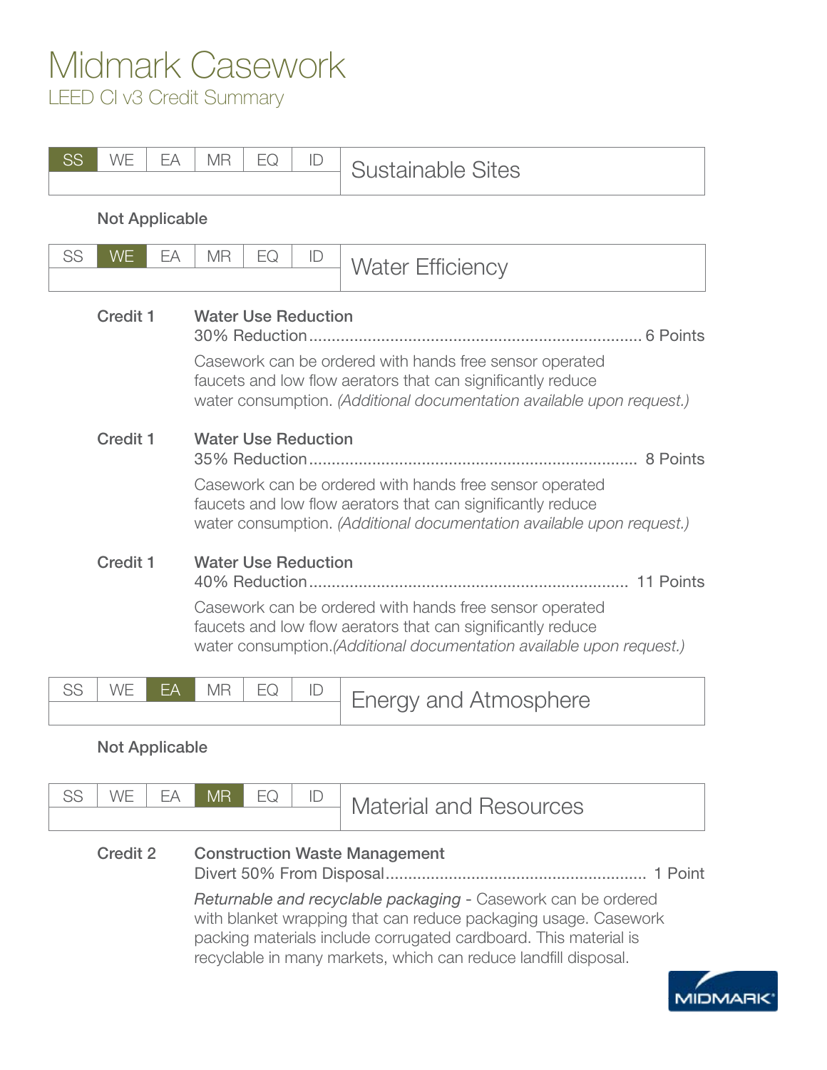# Midmark Casework

## LEED CI v3 Credit Summary

| SS | WE | EA | MR | EQ | ID | Sustainable Sites |
|---|---|---|---|---|---|---|

**Not Applicable**

| SS | WE | EA | MR | EQ | ID | Water Efficiency |
|---|---|---|---|---|---|---|

**Credit 1** — **Water Use Reduction**

30% Reduction ........................................................................ 6 Points

Casework can be ordered with hands free sensor operated faucets and low flow aerators that can significantly reduce water consumption. *(Additional documentation available upon request.)*

**Credit 1** — **Water Use Reduction**

35% Reduction ........................................................................ 8 Points

Casework can be ordered with hands free sensor operated faucets and low flow aerators that can significantly reduce water consumption. *(Additional documentation available upon request.)*

**Credit 1** — **Water Use Reduction**

40% Reduction ...................................................................... 11 Points

Casework can be ordered with hands free sensor operated faucets and low flow aerators that can significantly reduce water consumption.*(Additional documentation available upon request.)*

| SS | WE | EA | MR | EQ | ID | Energy and Atmosphere |
|---|---|---|---|---|---|---|

**Not Applicable**

| SS | WE | EA | MR | EQ | ID | Material and Resources |
|---|---|---|---|---|---|---|

**Credit 2** — **Construction Waste Management**

Divert 50% From Disposal ......................................................... 1 Point

*Returnable and recyclable packaging* - Casework can be ordered with blanket wrapping that can reduce packaging usage. Casework packing materials include corrugated cardboard. This material is recyclable in many markets, which can reduce landfill disposal.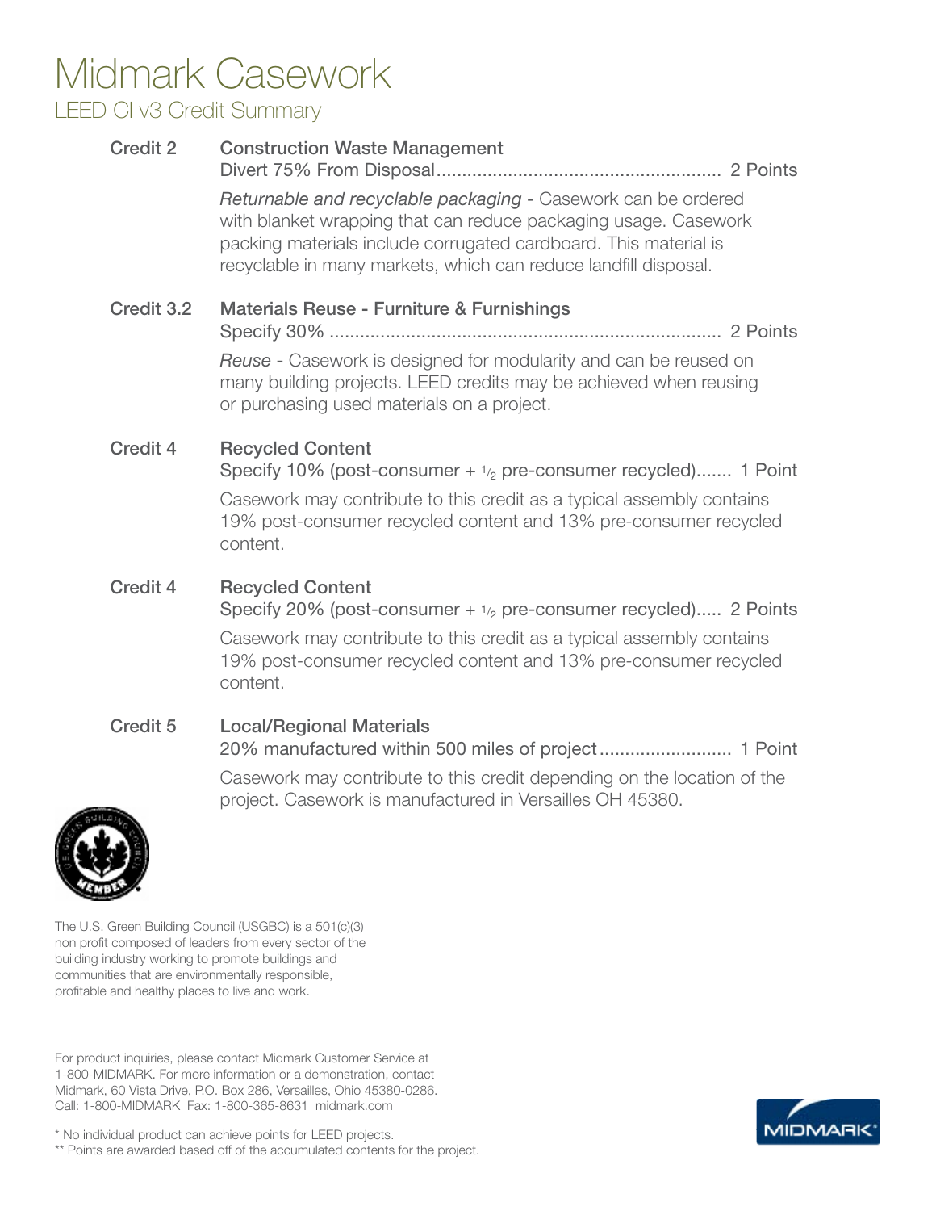# Midmark Casework

## LEED CI v3 Credit Summary

**Credit 2** — **Construction Waste Management**
Divert 75% From Disposal........................................................ 2 Points

*Returnable and recyclable packaging* - Casework can be ordered with blanket wrapping that can reduce packaging usage. Casework packing materials include corrugated cardboard. This material is recyclable in many markets, which can reduce landfill disposal.

**Credit 3.2** — **Materials Reuse - Furniture & Furnishings**
Specify 30% ............................................................................. 2 Points

*Reuse* - Casework is designed for modularity and can be reused on many building projects. LEED credits may be achieved when reusing or purchasing used materials on a project.

**Credit 4** — **Recycled Content**
Specify 10% (post-consumer + 1/2 pre-consumer recycled)....... 1 Point

Casework may contribute to this credit as a typical assembly contains 19% post-consumer recycled content and 13% pre-consumer recycled content.

**Credit 4** — **Recycled Content**
Specify 20% (post-consumer + 1/2 pre-consumer recycled)..... 2 Points

Casework may contribute to this credit as a typical assembly contains 19% post-consumer recycled content and 13% pre-consumer recycled content.

**Credit 5** — **Local/Regional Materials**
20% manufactured within 500 miles of project.......................... 1 Point

Casework may contribute to this credit depending on the location of the project. Casework is manufactured in Versailles OH 45380.

The U.S. Green Building Council (USGBC) is a 501(c)(3) non profit composed of leaders from every sector of the building industry working to promote buildings and communities that are environmentally responsible, profitable and healthy places to live and work.

For product inquiries, please contact Midmark Customer Service at 1-800-MIDMARK. For more information or a demonstration, contact Midmark, 60 Vista Drive, P.O. Box 286, Versailles, Ohio 45380-0286. Call: 1-800-MIDMARK Fax: 1-800-365-8631 midmark.com

\* No individual product can achieve points for LEED projects.
\*\* Points are awarded based off of the accumulated contents for the project.